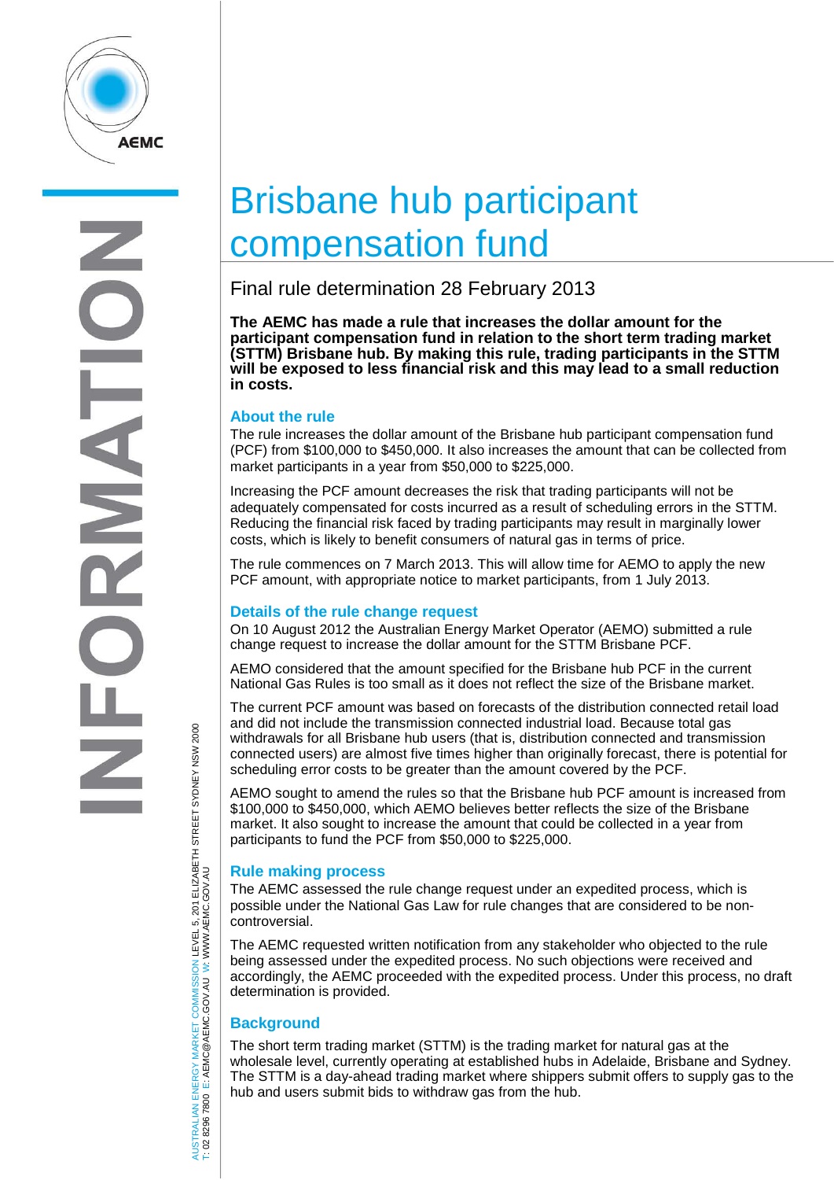# Brisbane hub participant compensation fund

## Final rule determination 28 February 2013

**The AEMC has made a rule that increases the dollar amount for the participant compensation fund in relation to the short term trading market (STTM) Brisbane hub. By making this rule, trading participants in the STTM will be exposed to less financial risk and this may lead to a small reduction in costs.**

### About the rule

The rule increases the dollar amount of the Brisbane hub participant compensation fund (PCF) from $100,000 to $450,000. It also increases the amount that can be collected from market participants in a year from $50,000 to $225,000.

Increasing the PCF amount decreases the risk that trading participants will not be adequately compensated for costs incurred as a result of scheduling errors in the STTM. Reducing the financial risk faced by trading participants may result in marginally lower costs, which is likely to benefit consumers of natural gas in terms of price.

The rule commences on 7 March 2013. This will allow time for AEMO to apply the new PCF amount, with appropriate notice to market participants, from 1 July 2013.

### Details of the rule change request

On 10 August 2012 the Australian Energy Market Operator (AEMO) submitted a rule change request to increase the dollar amount for the STTM Brisbane PCF.

AEMO considered that the amount specified for the Brisbane hub PCF in the current National Gas Rules is too small as it does not reflect the size of the Brisbane market.

The current PCF amount was based on forecasts of the distribution connected retail load and did not include the transmission connected industrial load. Because total gas withdrawals for all Brisbane hub users (that is, distribution connected and transmission connected users) are almost five times higher than originally forecast, there is potential for scheduling error costs to be greater than the amount covered by the PCF.

AEMO sought to amend the rules so that the Brisbane hub PCF amount is increased from $100,000 to $450,000, which AEMO believes better reflects the size of the Brisbane market. It also sought to increase the amount that could be collected in a year from participants to fund the PCF from $50,000 to $225,000.

### Rule making process

The AEMC assessed the rule change request under an expedited process, which is possible under the National Gas Law for rule changes that are considered to be non-controversial.

The AEMC requested written notification from any stakeholder who objected to the rule being assessed under the expedited process. No such objections were received and accordingly, the AEMC proceeded with the expedited process. Under this process, no draft determination is provided.

### Background

The short term trading market (STTM) is the trading market for natural gas at the wholesale level, currently operating at established hubs in Adelaide, Brisbane and Sydney. The STTM is a day-ahead trading market where shippers submit offers to supply gas to the hub and users submit bids to withdraw gas from the hub.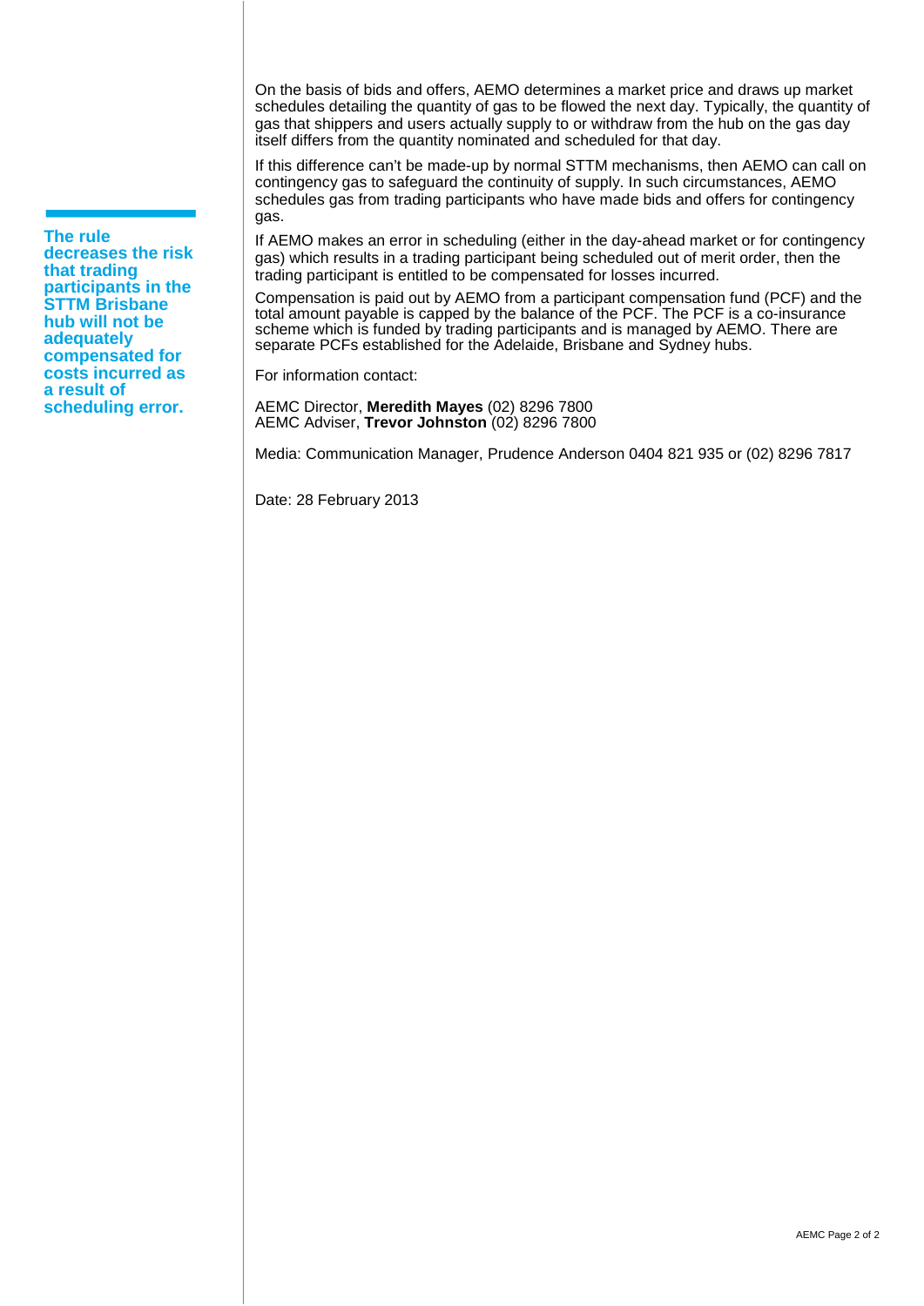**The rule decreases the risk that trading participants in the STTM Brisbane hub will not be adequately compensated for costs incurred as a result of scheduling error.**

On the basis of bids and offers, AEMO determines a market price and draws up market schedules detailing the quantity of gas to be flowed the next day. Typically, the quantity of gas that shippers and users actually supply to or withdraw from the hub on the gas day itself differs from the quantity nominated and scheduled for that day.

If this difference can't be made-up by normal STTM mechanisms, then AEMO can call on contingency gas to safeguard the continuity of supply. In such circumstances, AEMO schedules gas from trading participants who have made bids and offers for contingency gas.

If AEMO makes an error in scheduling (either in the day-ahead market or for contingency gas) which results in a trading participant being scheduled out of merit order, then the trading participant is entitled to be compensated for losses incurred.

Compensation is paid out by AEMO from a participant compensation fund (PCF) and the total amount payable is capped by the balance of the PCF. The PCF is a co-insurance scheme which is funded by trading participants and is managed by AEMO. There are separate PCFs established for the Adelaide, Brisbane and Sydney hubs.

For information contact:

AEMC Director, **Meredith Mayes** (02) 8296 7800
AEMC Adviser, **Trevor Johnston** (02) 8296 7800

Media: Communication Manager, Prudence Anderson 0404 821 935 or (02) 8296 7817

Date: 28 February 2013